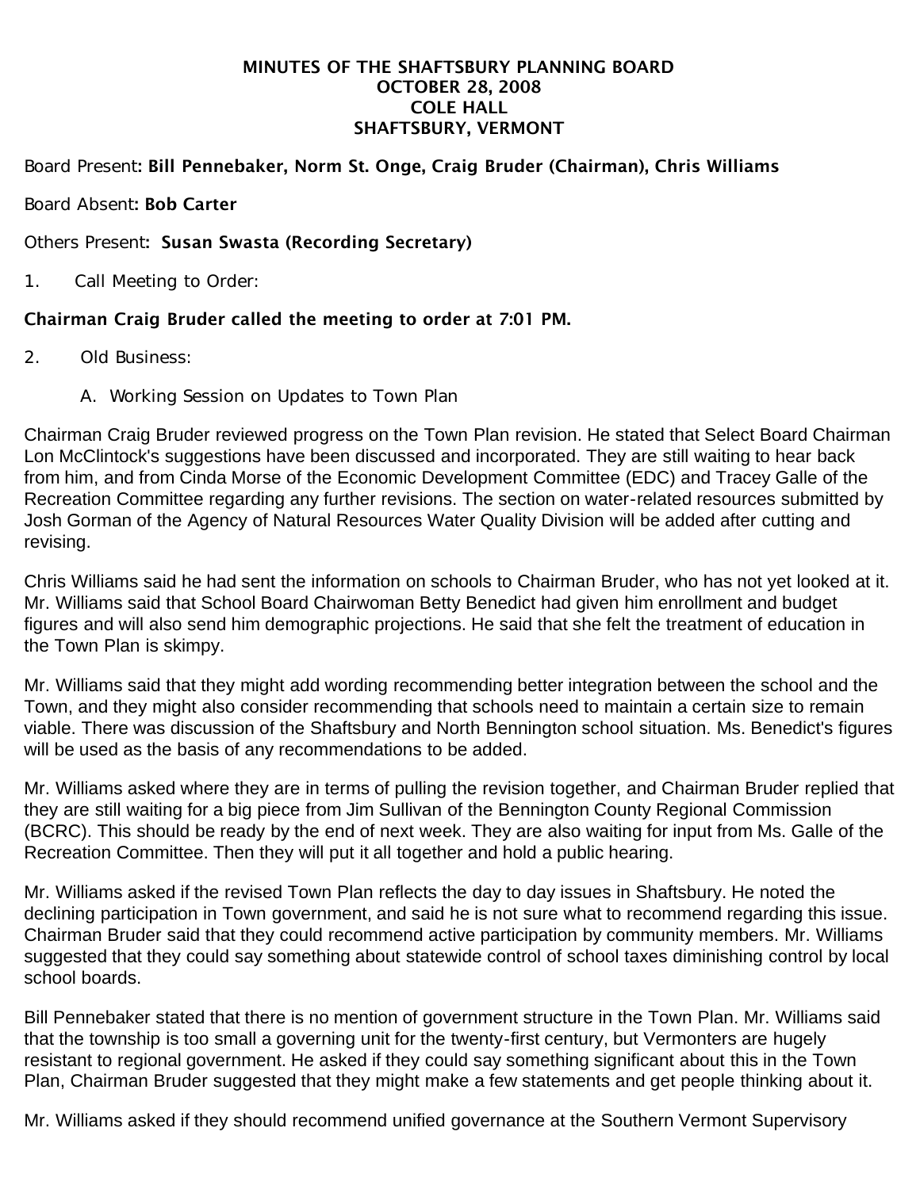# MINUTES OF THE SHAFTSBURY PLANNING BOARD
## OCTOBER 28, 2008
## COLE HALL
## SHAFTSBURY, VERMONT

Board Present: **Bill Pennebaker, Norm St. Onge, Craig Bruder (Chairman), Chris Williams**

Board Absent: **Bob Carter**

Others Present: **Susan Swasta (Recording Secretary)**

1. Call Meeting to Order:

**Chairman Craig Bruder called the meeting to order at 7:01 PM.**

2. Old Business:

   A. Working Session on Updates to Town Plan

Chairman Craig Bruder reviewed progress on the Town Plan revision. He stated that Select Board Chairman Lon McClintock's suggestions have been discussed and incorporated. They are still waiting to hear back from him, and from Cinda Morse of the Economic Development Committee (EDC) and Tracey Galle of the Recreation Committee regarding any further revisions. The section on water-related resources submitted by Josh Gorman of the Agency of Natural Resources Water Quality Division will be added after cutting and revising.

Chris Williams said he had sent the information on schools to Chairman Bruder, who has not yet looked at it. Mr. Williams said that School Board Chairwoman Betty Benedict had given him enrollment and budget figures and will also send him demographic projections. He said that she felt the treatment of education in the Town Plan is skimpy.

Mr. Williams said that they might add wording recommending better integration between the school and the Town, and they might also consider recommending that schools need to maintain a certain size to remain viable. There was discussion of the Shaftsbury and North Bennington school situation. Ms. Benedict's figures will be used as the basis of any recommendations to be added.

Mr. Williams asked where they are in terms of pulling the revision together, and Chairman Bruder replied that they are still waiting for a big piece from Jim Sullivan of the Bennington County Regional Commission (BCRC). This should be ready by the end of next week. They are also waiting for input from Ms. Galle of the Recreation Committee. Then they will put it all together and hold a public hearing.

Mr. Williams asked if the revised Town Plan reflects the day to day issues in Shaftsbury. He noted the declining participation in Town government, and said he is not sure what to recommend regarding this issue. Chairman Bruder said that they could recommend active participation by community members. Mr. Williams suggested that they could say something about statewide control of school taxes diminishing control by local school boards.

Bill Pennebaker stated that there is no mention of government structure in the Town Plan. Mr. Williams said that the township is too small a governing unit for the twenty-first century, but Vermonters are hugely resistant to regional government. He asked if they could say something significant about this in the Town Plan, Chairman Bruder suggested that they might make a few statements and get people thinking about it.

Mr. Williams asked if they should recommend unified governance at the Southern Vermont Supervisory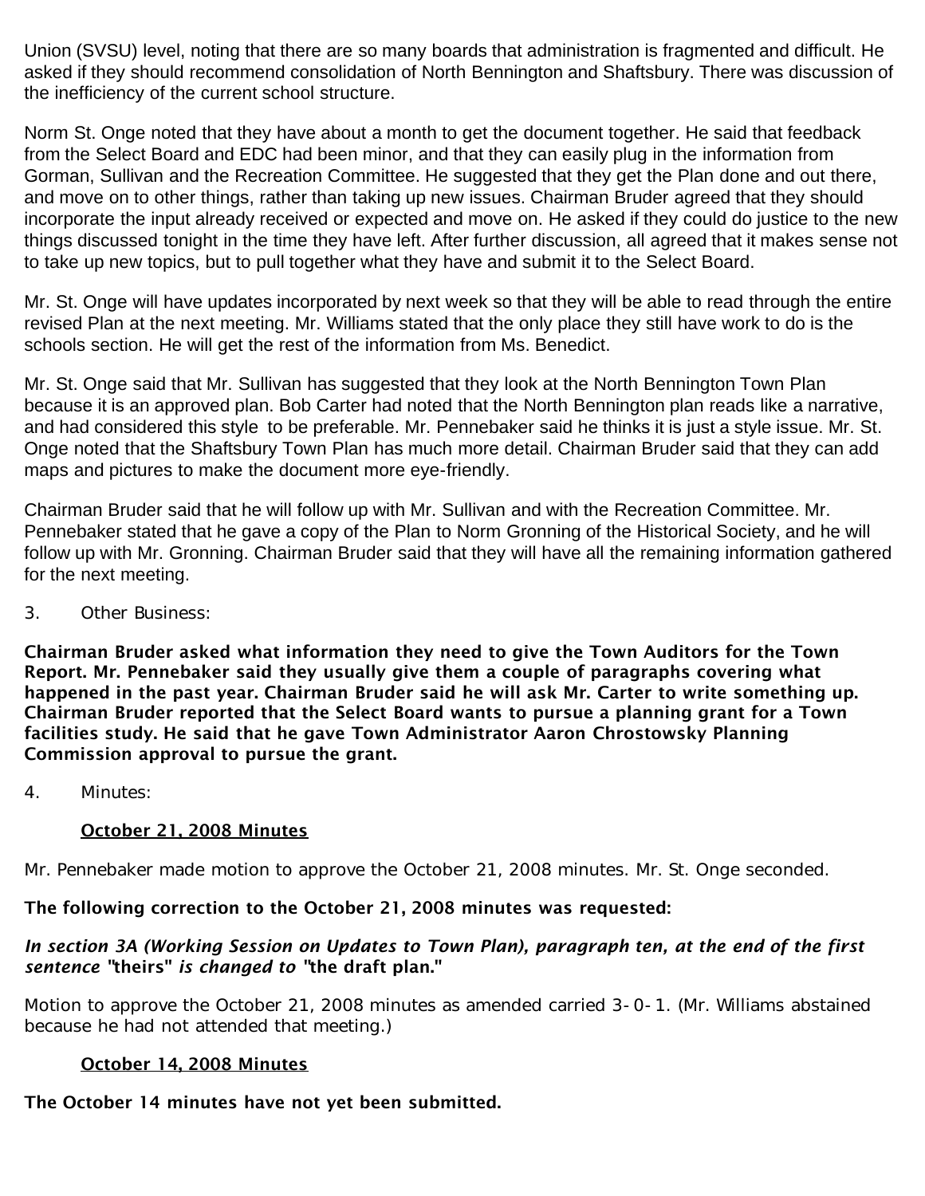Union (SVSU) level, noting that there are so many boards that administration is fragmented and difficult. He asked if they should recommend consolidation of North Bennington and Shaftsbury. There was discussion of the inefficiency of the current school structure.

Norm St. Onge noted that they have about a month to get the document together. He said that feedback from the Select Board and EDC had been minor, and that they can easily plug in the information from Gorman, Sullivan and the Recreation Committee. He suggested that they get the Plan done and out there, and move on to other things, rather than taking up new issues. Chairman Bruder agreed that they should incorporate the input already received or expected and move on. He asked if they could do justice to the new things discussed tonight in the time they have left. After further discussion, all agreed that it makes sense not to take up new topics, but to pull together what they have and submit it to the Select Board.

Mr. St. Onge will have updates incorporated by next week so that they will be able to read through the entire revised Plan at the next meeting. Mr. Williams stated that the only place they still have work to do is the schools section. He will get the rest of the information from Ms. Benedict.

Mr. St. Onge said that Mr. Sullivan has suggested that they look at the North Bennington Town Plan because it is an approved plan. Bob Carter had noted that the North Bennington plan reads like a narrative, and had considered this style to be preferable. Mr. Pennebaker said he thinks it is just a style issue. Mr. St. Onge noted that the Shaftsbury Town Plan has much more detail. Chairman Bruder said that they can add maps and pictures to make the document more eye-friendly.

Chairman Bruder said that he will follow up with Mr. Sullivan and with the Recreation Committee. Mr. Pennebaker stated that he gave a copy of the Plan to Norm Gronning of the Historical Society, and he will follow up with Mr. Gronning. Chairman Bruder said that they will have all the remaining information gathered for the next meeting.

3. Other Business:

**Chairman Bruder asked what information they need to give the Town Auditors for the Town Report. Mr. Pennebaker said they usually give them a couple of paragraphs covering what happened in the past year. Chairman Bruder said he will ask Mr. Carter to write something up. Chairman Bruder reported that the Select Board wants to pursue a planning grant for a Town facilities study. He said that he gave Town Administrator Aaron Chrostowsky Planning Commission approval to pursue the grant.**

4. Minutes:

**October 21, 2008 Minutes**

Mr. Pennebaker made motion to approve the October 21, 2008 minutes. Mr. St. Onge seconded.

**The following correction to the October 21, 2008 minutes was requested:**

***In section 3A (Working Session on Updates to Town Plan), paragraph ten, at the end of the first sentence* "theirs" *is changed to* "the draft plan."**

Motion to approve the October 21, 2008 minutes as amended carried 3-0-1. (Mr. Williams abstained because he had not attended that meeting.)

**October 14, 2008 Minutes**

**The October 14 minutes have not yet been submitted.**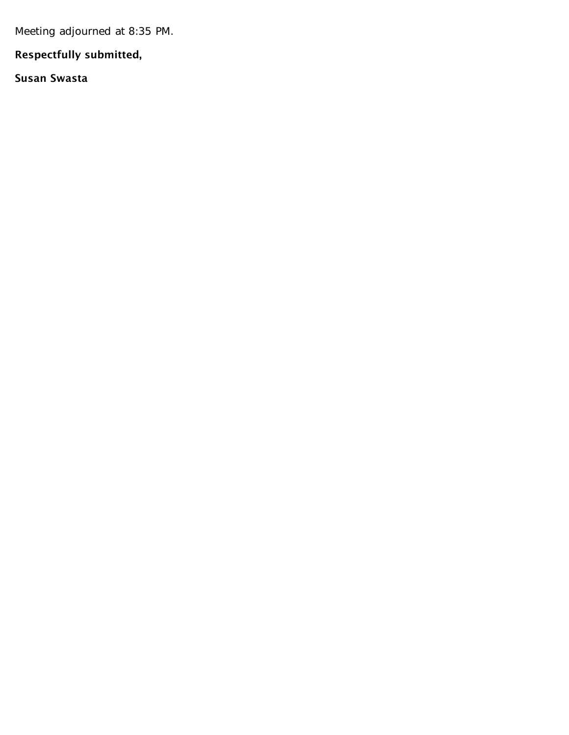Meeting adjourned at 8:35 PM.

**Respectfully submitted,**

**Susan Swasta**